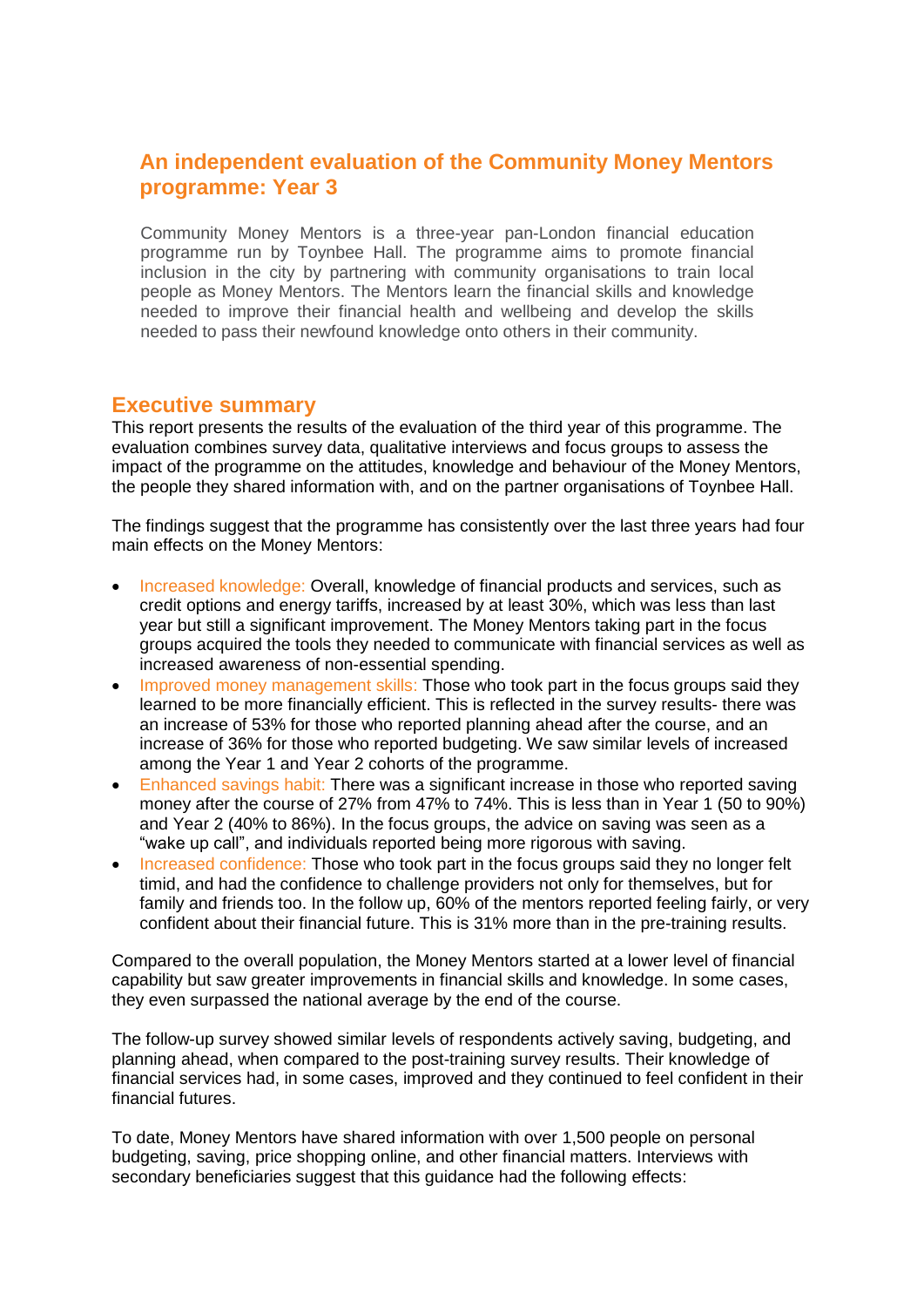# An independent evaluation of the Community Money Mentors programme: Year 3

Community Money Mentors is a three-year pan-London financial education programme run by Toynbee Hall. The programme aims to promote financial inclusion in the city by partnering with community organisations to train local people as Money Mentors. The Mentors learn the financial skills and knowledge needed to improve their financial health and wellbeing and develop the skills needed to pass their newfound knowledge onto others in their community.

## Executive summary

This report presents the results of the evaluation of the third year of this programme. The evaluation combines survey data, qualitative interviews and focus groups to assess the impact of the programme on the attitudes, knowledge and behaviour of the Money Mentors, the people they shared information with, and on the partner organisations of Toynbee Hall.

The findings suggest that the programme has consistently over the last three years had four main effects on the Money Mentors:

- Increased knowledge: Overall, knowledge of financial products and services, such as credit options and energy tariffs, increased by at least 30%, which was less than last year but still a significant improvement. The Money Mentors taking part in the focus groups acquired the tools they needed to communicate with financial services as well as increased awareness of non-essential spending.
- Improved money management skills: Those who took part in the focus groups said they learned to be more financially efficient. This is reflected in the survey results- there was an increase of 53% for those who reported planning ahead after the course, and an increase of 36% for those who reported budgeting. We saw similar levels of increased among the Year 1 and Year 2 cohorts of the programme.
- Enhanced savings habit: There was a significant increase in those who reported saving money after the course of 27% from 47% to 74%. This is less than in Year 1 (50 to 90%) and Year 2 (40% to 86%). In the focus groups, the advice on saving was seen as a "wake up call", and individuals reported being more rigorous with saving.
- Increased confidence: Those who took part in the focus groups said they no longer felt timid, and had the confidence to challenge providers not only for themselves, but for family and friends too. In the follow up, 60% of the mentors reported feeling fairly, or very confident about their financial future. This is 31% more than in the pre-training results.

Compared to the overall population, the Money Mentors started at a lower level of financial capability but saw greater improvements in financial skills and knowledge. In some cases, they even surpassed the national average by the end of the course.

The follow-up survey showed similar levels of respondents actively saving, budgeting, and planning ahead, when compared to the post-training survey results. Their knowledge of financial services had, in some cases, improved and they continued to feel confident in their financial futures.

To date, Money Mentors have shared information with over 1,500 people on personal budgeting, saving, price shopping online, and other financial matters. Interviews with secondary beneficiaries suggest that this guidance had the following effects: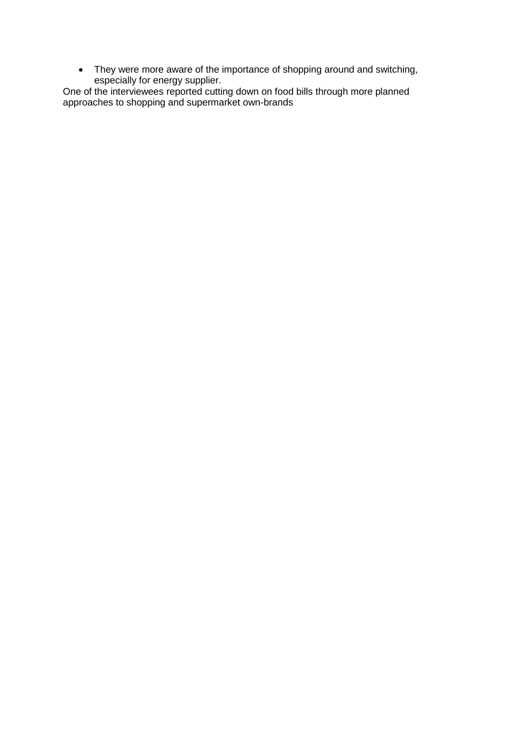- They were more aware of the importance of shopping around and switching, especially for energy supplier.

One of the interviewees reported cutting down on food bills through more planned approaches to shopping and supermarket own-brands